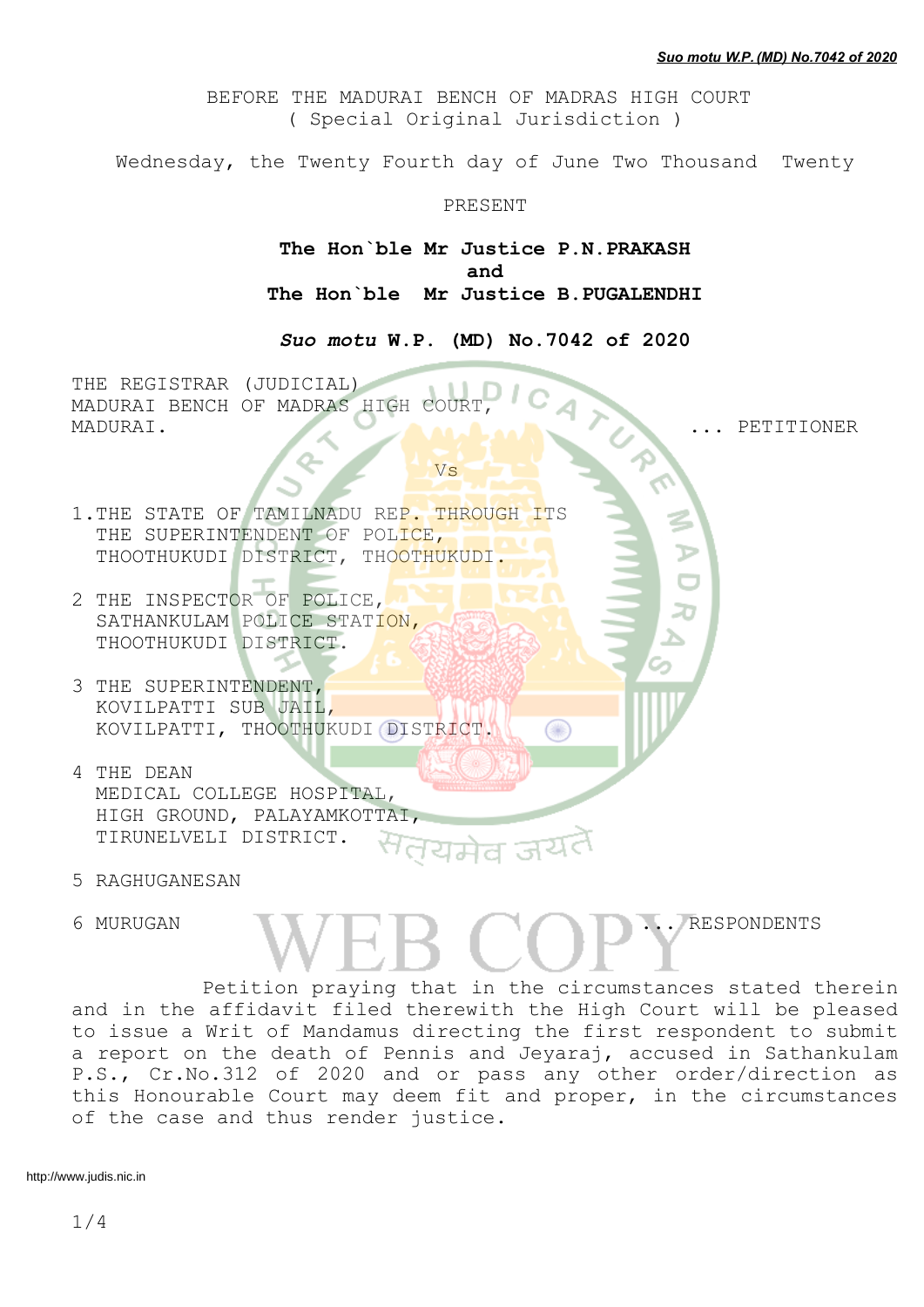Suo motu W.P. (MD) No.7042 of 2020

BEFORE THE MADURAI BENCH OF MADRAS HIGH COURT
( Special Original Jurisdiction )

Wednesday, the Twenty Fourth day of June Two Thousand Twenty

PRESENT

**The Hon`ble Mr Justice P.N.PRAKASH**
**and**
**The Hon`ble Mr Justice B.PUGALENDHI**

***Suo motu* W.P. (MD) No.7042 of 2020**

THE REGISTRAR (JUDICIAL)
MADURAI BENCH OF MADRAS HIGH COURT,
MADURAI. ... PETITIONER

Vs

1.THE STATE OF TAMILNADU REP. THROUGH ITS
THE SUPERINTENDENT OF POLICE,
THOOTHUKUDI DISTRICT, THOOTHUKUDI.

2 THE INSPECTOR OF POLICE,
SATHANKULAM POLICE STATION,
THOOTHUKUDI DISTRICT.

3 THE SUPERINTENDENT,
KOVILPATTI SUB JAIL,
KOVILPATTI, THOOTHUKUDI DISTRICT.

4 THE DEAN
MEDICAL COLLEGE HOSPITAL,
HIGH GROUND, PALAYAMKOTTAI,
TIRUNELVELI DISTRICT.

5 RAGHUGANESAN

6 MURUGAN ... RESPONDENTS

Petition praying that in the circumstances stated therein and in the affidavit filed therewith the High Court will be pleased to issue a Writ of Mandamus directing the first respondent to submit a report on the death of Pennis and Jeyaraj, accused in Sathankulam P.S., Cr.No.312 of 2020 and or pass any other order/direction as this Honourable Court may deem fit and proper, in the circumstances of the case and thus render justice.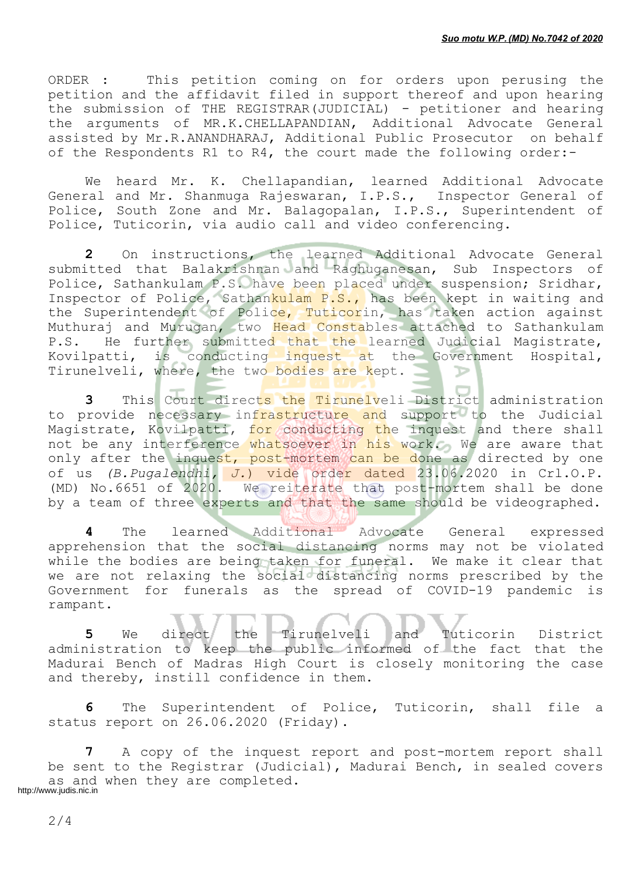ORDER : This petition coming on for orders upon perusing the petition and the affidavit filed in support thereof and upon hearing the submission of THE REGISTRAR(JUDICIAL) - petitioner and hearing the arguments of MR.K.CHELLAPANDIAN, Additional Advocate General assisted by Mr.R.ANANDHARAJ, Additional Public Prosecutor on behalf of the Respondents R1 to R4, the court made the following order:-

We heard Mr. K. Chellapandian, learned Additional Advocate General and Mr. Shanmuga Rajeswaran, I.P.S., Inspector General of Police, South Zone and Mr. Balagopalan, I.P.S., Superintendent of Police, Tuticorin, via audio call and video conferencing.

**2** On instructions, the learned Additional Advocate General submitted that Balakrishnan and Raghuganesan, Sub Inspectors of Police, Sathankulam P.S. have been placed under suspension; Sridhar, Inspector of Police, Sathankulam P.S., has been kept in waiting and the Superintendent of Police, Tuticorin, has taken action against Muthuraj and Murugan, two Head Constables attached to Sathankulam P.S. He further submitted that the learned Judicial Magistrate, Kovilpatti, is conducting inquest at the Government Hospital, Tirunelveli, where, the two bodies are kept.

**3** This Court directs the Tirunelveli District administration to provide necessary infrastructure and support to the Judicial Magistrate, Kovilpatti, for conducting the inquest and there shall not be any interference whatsoever in his work. We are aware that only after the inquest, post-mortem can be done as directed by one of us *(B.Pugalendhi, J.)* vide order dated 23.06.2020 in Crl.O.P. (MD) No.6651 of 2020. We reiterate that post-mortem shall be done by a team of three experts and that the same should be videographed.

**4** The learned Additional Advocate General expressed apprehension that the social distancing norms may not be violated while the bodies are being taken for funeral. We make it clear that we are not relaxing the social distancing norms prescribed by the Government for funerals as the spread of COVID-19 pandemic is rampant.

**5** We direct the Tirunelveli and Tuticorin District administration to keep the public informed of the fact that the Madurai Bench of Madras High Court is closely monitoring the case and thereby, instill confidence in them.

**6** The Superintendent of Police, Tuticorin, shall file a status report on 26.06.2020 (Friday).

**7** A copy of the inquest report and post-mortem report shall be sent to the Registrar (Judicial), Madurai Bench, in sealed covers as and when they are completed.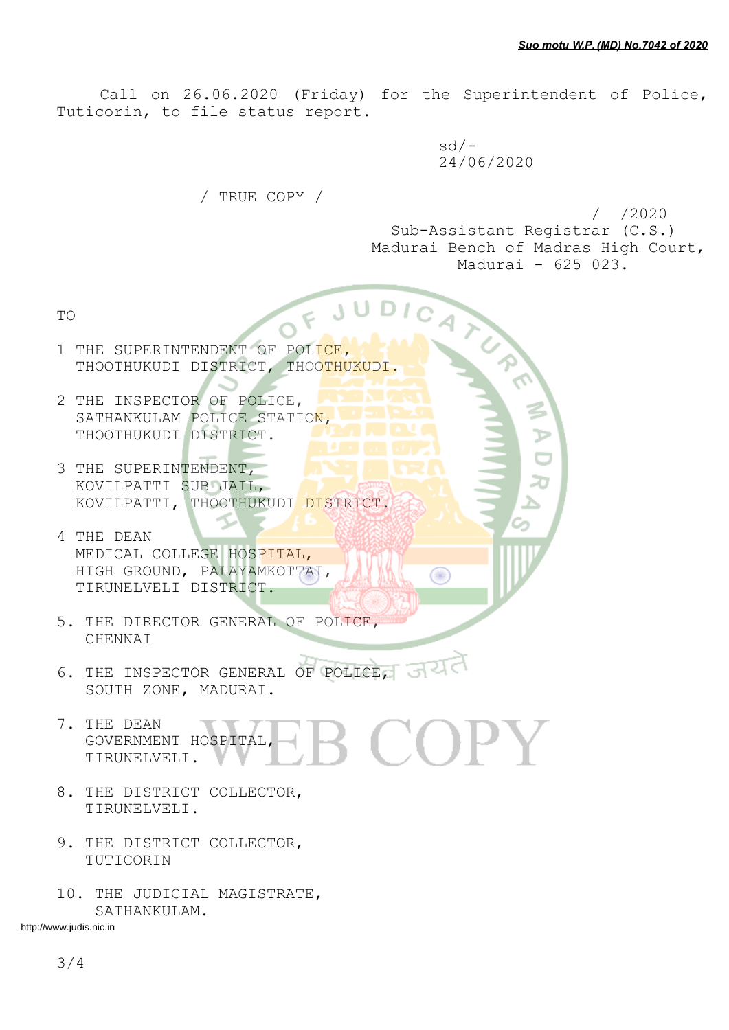Call on 26.06.2020 (Friday) for the Superintendent of Police, Tuticorin, to file status report.

sd/-
24/06/2020

/ TRUE COPY /

/ /2020
Sub-Assistant Registrar (C.S.)
Madurai Bench of Madras High Court,
Madurai - 625 023.

TO

1 THE SUPERINTENDENT OF POLICE,
THOOTHUKUDI DISTRICT, THOOTHUKUDI.

2 THE INSPECTOR OF POLICE,
SATHANKULAM POLICE STATION,
THOOTHUKUDI DISTRICT.

3 THE SUPERINTENDENT,
KOVILPATTI SUB JAIL,
KOVILPATTI, THOOTHUKUDI DISTRICT.

4 THE DEAN
MEDICAL COLLEGE HOSPITAL,
HIGH GROUND, PALAYAMKOTTAI,
TIRUNELVELI DISTRICT.

5. THE DIRECTOR GENERAL OF POLICE,
CHENNAI

6. THE INSPECTOR GENERAL OF POLICE,
SOUTH ZONE, MADURAI.

7. THE DEAN
GOVERNMENT HOSPITAL,
TIRUNELVELI.

8. THE DISTRICT COLLECTOR,
TIRUNELVELI.

9. THE DISTRICT COLLECTOR,
TUTICORIN

10. THE JUDICIAL MAGISTRATE,
SATHANKULAM.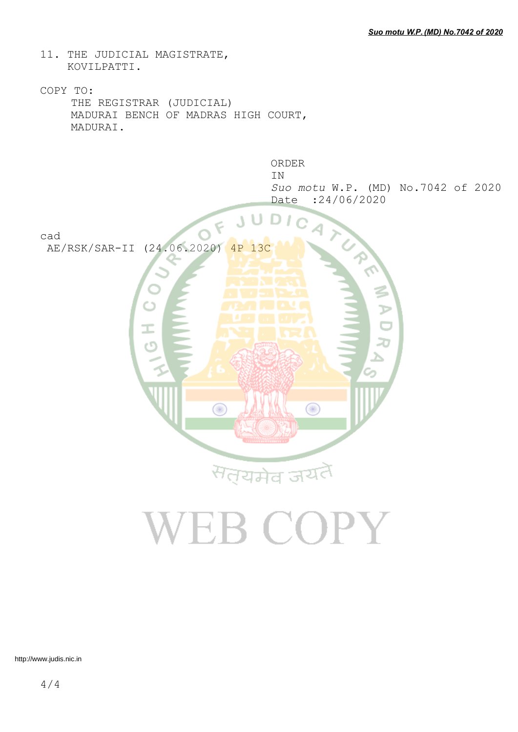11. THE JUDICIAL MAGISTRATE,
    KOVILPATTI.

COPY TO:
THE REGISTRAR (JUDICIAL)
MADURAI BENCH OF MADRAS HIGH COURT,
MADURAI.

ORDER
IN
*Suo motu* W.P. (MD) No.7042 of 2020
Date :24/06/2020

cad
AE/RSK/SAR-II (24.06.2020) 4P 13C